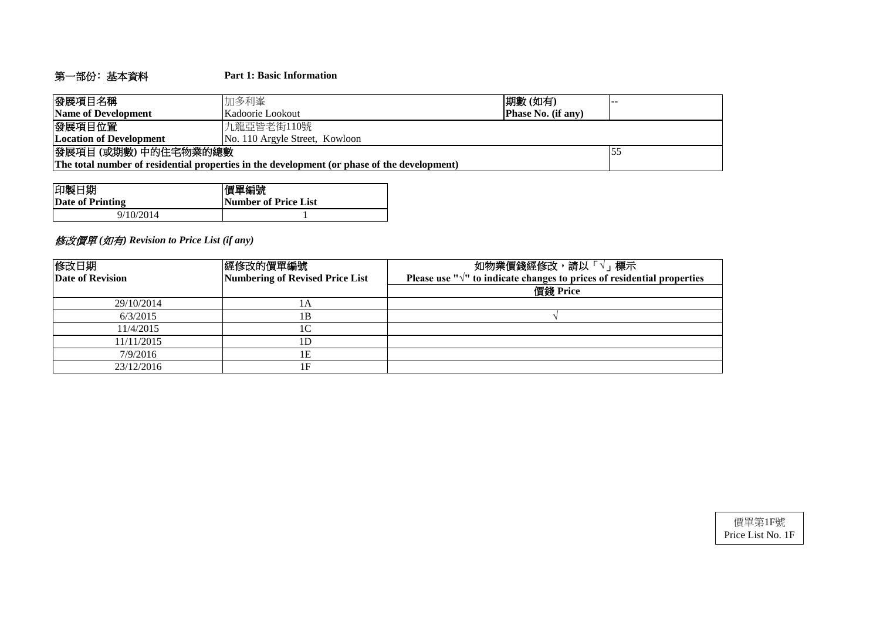## 第一部份：基本資料 Part 1: Basic Information

| 發展項目名稱<br>**Name of Development** | 加多利峯<br>Kadoorie Lookout | 期數 (如有)<br>**Phase No. (if any)** | -- |
|---|---|---|---|
| 發展項目位置<br>**Location of Development** | 九龍亞皆老街110號<br>No. 110 Argyle Street, Kowloon | | |
| 發展項目 (或期數) 中的住宅物業的總數<br>**The total number of residential properties in the development (or phase of the development)** | | | 55 |

| 印製日期<br>**Date of Printing** | 價單編號<br>**Number of Price List** |
|---|---|
| 9/10/2014 | 1 |

### *修改價單 (如有) Revision to Price List (if any)*

| 修改日期<br>**Date of Revision** | 經修改的價單編號<br>**Numbering of Revised Price List** | 如物業價錢經修改，請以「√」標示<br>**Please use "√" to indicate changes to prices of residential properties** |
|---|---|---|
| | | 價錢 Price |
| 29/10/2014 | 1A | |
| 6/3/2015 | 1B | √ |
| 11/4/2015 | 1C | |
| 11/11/2015 | 1D | |
| 7/9/2016 | 1E | |
| 23/12/2016 | 1F | |

價單第1F號
Price List No. 1F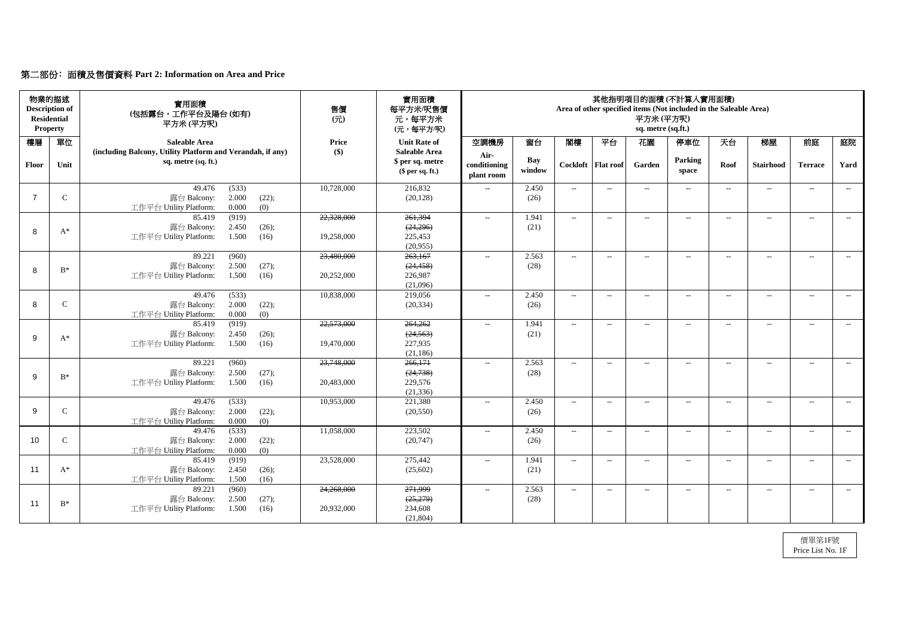## 第二部份：面積及售價資料 Part 2: Information on Area and Price

| 物業的描述 Description of Residential Property | | 實用面積 (包括露台，工作平台及陽台 (如有) 平方米 (平方呎) | 售價 (元) | 實用面積 每平方米/呎售價 元，每平方米 (元，每平方/呎) | 其他指明項目的面積 (不計算入實用面積) Area of other specified items (Not included in the Saleable Area) 平方米 (平方呎) sq. metre (sq.ft.) | | | | | | | | | |
|---|---|---|---|---|---|---|---|---|---|---|---|---|---|---|
| 樓層 Floor | 單位 Unit | Saleable Area (including Balcony, Utility Platform and Verandah, if any) sq. metre (sq. ft.) | Price ($) | Unit Rate of Saleable Area $ per sq. metre ($ per sq. ft.) | 空調機房 Air-conditioning plant room | 窗台 Bay window | 閣樓 Cockloft | 平台 Flat roof | 花園 Garden | 停車位 Parking space | 天台 Roof | 梯屋 Stairhood | 前庭 Terrace | 庭院 Yard |
| 7 | C | 49.476 (533) 露台 Balcony: 2.000 (22); 工作平台 Utility Platform: 0.000 (0) | 10,728,000 | 216,832 (20,128) | -- | 2.450 (26) | -- | -- | -- | -- | -- | -- | -- | -- |
| 8 | A* | 85.419 (919) 露台 Balcony: 2.450 (26); 工作平台 Utility Platform: 1.500 (16) | ~~22,328,000~~ 19,258,000 | ~~261,394 (24,296)~~ 225,453 (20,955) | -- | 1.941 (21) | -- | -- | -- | -- | -- | -- | -- | -- |
| 8 | B* | 89.221 (960) 露台 Balcony: 2.500 (27); 工作平台 Utility Platform: 1.500 (16) | ~~23,480,000~~ 20,252,000 | ~~263,167 (24,458)~~ 226,987 (21,096) | -- | 2.563 (28) | -- | -- | -- | -- | -- | -- | -- | -- |
| 8 | C | 49.476 (533) 露台 Balcony: 2.000 (22); 工作平台 Utility Platform: 0.000 (0) | 10,838,000 | 219,056 (20,334) | -- | 2.450 (26) | -- | -- | -- | -- | -- | -- | -- | -- |
| 9 | A* | 85.419 (919) 露台 Balcony: 2.450 (26); 工作平台 Utility Platform: 1.500 (16) | ~~22,573,000~~ 19,470,000 | ~~264,262 (24,563)~~ 227,935 (21,186) | -- | 1.941 (21) | -- | -- | -- | -- | -- | -- | -- | -- |
| 9 | B* | 89.221 (960) 露台 Balcony: 2.500 (27); 工作平台 Utility Platform: 1.500 (16) | ~~23,748,000~~ 20,483,000 | ~~266,171 (24,738)~~ 229,576 (21,336) | -- | 2.563 (28) | -- | -- | -- | -- | -- | -- | -- | -- |
| 9 | C | 49.476 (533) 露台 Balcony: 2.000 (22); 工作平台 Utility Platform: 0.000 (0) | 10,953,000 | 221,380 (20,550) | -- | 2.450 (26) | -- | -- | -- | -- | -- | -- | -- | -- |
| 10 | C | 49.476 (533) 露台 Balcony: 2.000 (22); 工作平台 Utility Platform: 0.000 (0) | 11,058,000 | 223,502 (20,747) | -- | 2.450 (26) | -- | -- | -- | -- | -- | -- | -- | -- |
| 11 | A* | 85.419 (919) 露台 Balcony: 2.450 (26); 工作平台 Utility Platform: 1.500 (16) | 23,528,000 | 275,442 (25,602) | -- | 1.941 (21) | -- | -- | -- | -- | -- | -- | -- | -- |
| 11 | B* | 89.221 (960) 露台 Balcony: 2.500 (27); 工作平台 Utility Platform: 1.500 (16) | ~~24,268,000~~ 20,932,000 | ~~271,999 (25,279)~~ 234,608 (21,804) | -- | 2.563 (28) | -- | -- | -- | -- | -- | -- | -- | -- |

價單第1F號
Price List No. 1F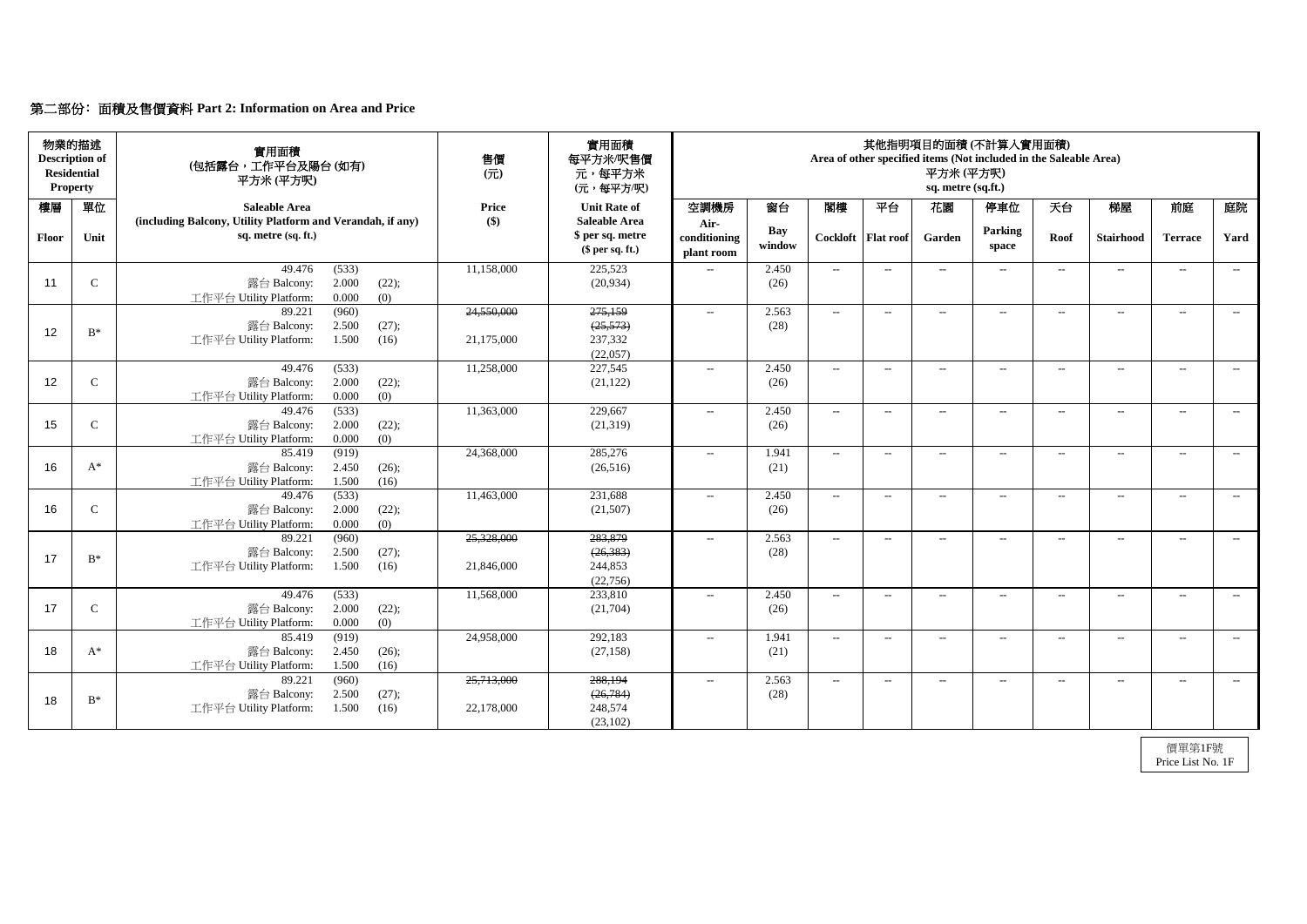## 第二部份: 面積及售價資料 Part 2: Information on Area and Price

| 物業的描述 Description of Residential Property | | 實用面積 (包括露台，工作平台及陽台 (如有) 平方米 (平方呎) | 售價 (元) | 實用面積 每平方米/呎售價 元，每平方米 (元，每平方/呎) | 其他指明項目的面積 (不計算入實用面積) Area of other specified items (Not included in the Saleable Area) 平方米 (平方呎) sq. metre (sq.ft.) | | | | | | | | | |
|---|---|---|---|---|---|---|---|---|---|---|---|---|---|---|
| 樓層 Floor | 單位 Unit | Saleable Area (including Balcony, Utility Platform and Verandah, if any) sq. metre (sq. ft.) | Price ($) | Unit Rate of Saleable Area $ per sq. metre ($ per sq. ft.) | 空調機房 Air-conditioning plant room | 窗台 Bay window | 閣樓 Cockloft | 平台 Flat roof | 花園 Garden | 停車位 Parking space | 天台 Roof | 梯屋 Stairhood | 前庭 Terrace | 庭院 Yard |
| 11 | C | 49.476 (533) 露台 Balcony: 2.000 (22); 工作平台 Utility Platform: 0.000 (0) | 11,158,000 | 225,523 (20,934) | -- | 2.450 (26) | -- | -- | -- | -- | -- | -- | -- | -- |
| 12 | B* | 89.221 (960) 露台 Balcony: 2.500 (27); 工作平台 Utility Platform: 1.500 (16) | ~~24,550,000~~ 21,175,000 | ~~275,159 (25,573)~~ 237,332 (22,057) | -- | 2.563 (28) | -- | -- | -- | -- | -- | -- | -- | -- |
| 12 | C | 49.476 (533) 露台 Balcony: 2.000 (22); 工作平台 Utility Platform: 0.000 (0) | 11,258,000 | 227,545 (21,122) | -- | 2.450 (26) | -- | -- | -- | -- | -- | -- | -- | -- |
| 15 | C | 49.476 (533) 露台 Balcony: 2.000 (22); 工作平台 Utility Platform: 0.000 (0) | 11,363,000 | 229,667 (21,319) | -- | 2.450 (26) | -- | -- | -- | -- | -- | -- | -- | -- |
| 16 | A* | 85.419 (919) 露台 Balcony: 2.450 (26); 工作平台 Utility Platform: 1.500 (16) | 24,368,000 | 285,276 (26,516) | -- | 1.941 (21) | -- | -- | -- | -- | -- | -- | -- | -- |
| 16 | C | 49.476 (533) 露台 Balcony: 2.000 (22); 工作平台 Utility Platform: 0.000 (0) | 11,463,000 | 231,688 (21,507) | -- | 2.450 (26) | -- | -- | -- | -- | -- | -- | -- | -- |
| 17 | B* | 89.221 (960) 露台 Balcony: 2.500 (27); 工作平台 Utility Platform: 1.500 (16) | ~~25,328,000~~ 21,846,000 | ~~283,879 (26,383)~~ 244,853 (22,756) | -- | 2.563 (28) | -- | -- | -- | -- | -- | -- | -- | -- |
| 17 | C | 49.476 (533) 露台 Balcony: 2.000 (22); 工作平台 Utility Platform: 0.000 (0) | 11,568,000 | 233,810 (21,704) | -- | 2.450 (26) | -- | -- | -- | -- | -- | -- | -- | -- |
| 18 | A* | 85.419 (919) 露台 Balcony: 2.450 (26); 工作平台 Utility Platform: 1.500 (16) | 24,958,000 | 292,183 (27,158) | -- | 1.941 (21) | -- | -- | -- | -- | -- | -- | -- | -- |
| 18 | B* | 89.221 (960) 露台 Balcony: 2.500 (27); 工作平台 Utility Platform: 1.500 (16) | ~~25,713,000~~ 22,178,000 | ~~288,194 (26,784)~~ 248,574 (23,102) | -- | 2.563 (28) | -- | -- | -- | -- | -- | -- | -- | -- |

價單第1F號
Price List No. 1F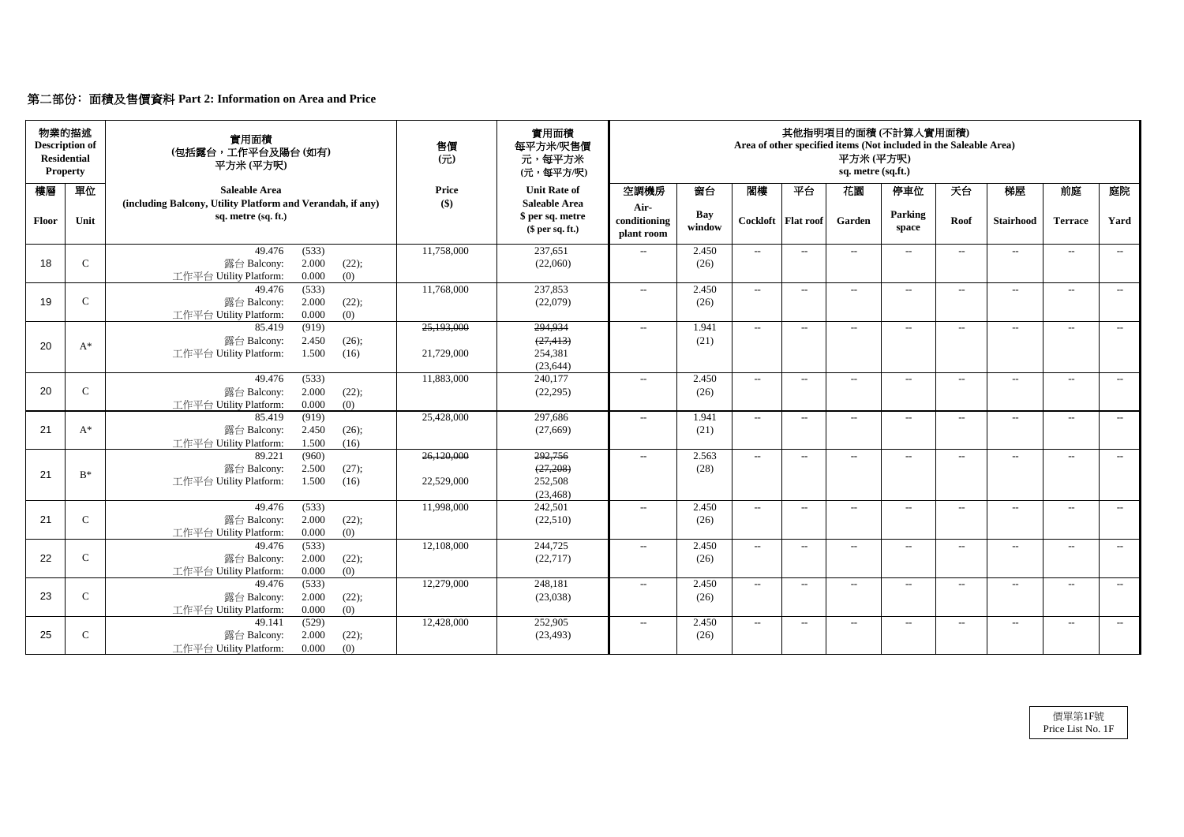## 第二部份：面積及售價資料 Part 2: Information on Area and Price

| 物業的描述 Description of Residential Property | | 實用面積 (包括露台，工作平台及陽台 (如有)) 平方米 (平方呎) | 售價 (元) | 實用面積 每平方米/呎售價 元，每平方米 (元，每平方/呎) | 其他指明項目的面積 (不計算入實用面積) Area of other specified items (Not included in the Saleable Area) 平方米 (平方呎) sq. metre (sq.ft.) | | | | | | | | | |
|---|---|---|---|---|---|---|---|---|---|---|---|---|---|---|
| 樓層 Floor | 單位 Unit | Saleable Area (including Balcony, Utility Platform and Verandah, if any) sq. metre (sq. ft.) | Price ($) | Unit Rate of Saleable Area $ per sq. metre ($ per sq. ft.) | 空調機房 Air-conditioning plant room | 窗台 Bay window | 閣樓 Cockloft | 平台 Flat roof | 花園 Garden | 停車位 Parking space | 天台 Roof | 梯屋 Stairhood | 前庭 Terrace | 庭院 Yard |
| 18 | C | 49.476 (533) 露台 Balcony: 2.000 (22); 工作平台 Utility Platform: 0.000 (0) | 11,758,000 | 237,651 (22,060) | -- | 2.450 (26) | -- | -- | -- | -- | -- | -- | -- | -- |
| 19 | C | 49.476 (533) 露台 Balcony: 2.000 (22); 工作平台 Utility Platform: 0.000 (0) | 11,768,000 | 237,853 (22,079) | -- | 2.450 (26) | -- | -- | -- | -- | -- | -- | -- | -- |
| 20 | A* | 85.419 (919) 露台 Balcony: 2.450 (26); 工作平台 Utility Platform: 1.500 (16) | ~~25,193,000~~ 21,729,000 | ~~294,934~~ ~~(27,413)~~ 254,381 (23,644) | -- | 1.941 (21) | -- | -- | -- | -- | -- | -- | -- | -- |
| 20 | C | 49.476 (533) 露台 Balcony: 2.000 (22); 工作平台 Utility Platform: 0.000 (0) | 11,883,000 | 240,177 (22,295) | -- | 2.450 (26) | -- | -- | -- | -- | -- | -- | -- | -- |
| 21 | A* | 85.419 (919) 露台 Balcony: 2.450 (26); 工作平台 Utility Platform: 1.500 (16) | 25,428,000 | 297,686 (27,669) | -- | 1.941 (21) | -- | -- | -- | -- | -- | -- | -- | -- |
| 21 | B* | 89.221 (960) 露台 Balcony: 2.500 (27); 工作平台 Utility Platform: 1.500 (16) | ~~26,120,000~~ 22,529,000 | ~~292,756~~ ~~(27,208)~~ 252,508 (23,468) | -- | 2.563 (28) | -- | -- | -- | -- | -- | -- | -- | -- |
| 21 | C | 49.476 (533) 露台 Balcony: 2.000 (22); 工作平台 Utility Platform: 0.000 (0) | 11,998,000 | 242,501 (22,510) | -- | 2.450 (26) | -- | -- | -- | -- | -- | -- | -- | -- |
| 22 | C | 49.476 (533) 露台 Balcony: 2.000 (22); 工作平台 Utility Platform: 0.000 (0) | 12,108,000 | 244,725 (22,717) | -- | 2.450 (26) | -- | -- | -- | -- | -- | -- | -- | -- |
| 23 | C | 49.476 (533) 露台 Balcony: 2.000 (22); 工作平台 Utility Platform: 0.000 (0) | 12,279,000 | 248,181 (23,038) | -- | 2.450 (26) | -- | -- | -- | -- | -- | -- | -- | -- |
| 25 | C | 49.141 (529) 露台 Balcony: 2.000 (22); 工作平台 Utility Platform: 0.000 (0) | 12,428,000 | 252,905 (23,493) | -- | 2.450 (26) | -- | -- | -- | -- | -- | -- | -- | -- |

價單第1F號
Price List No. 1F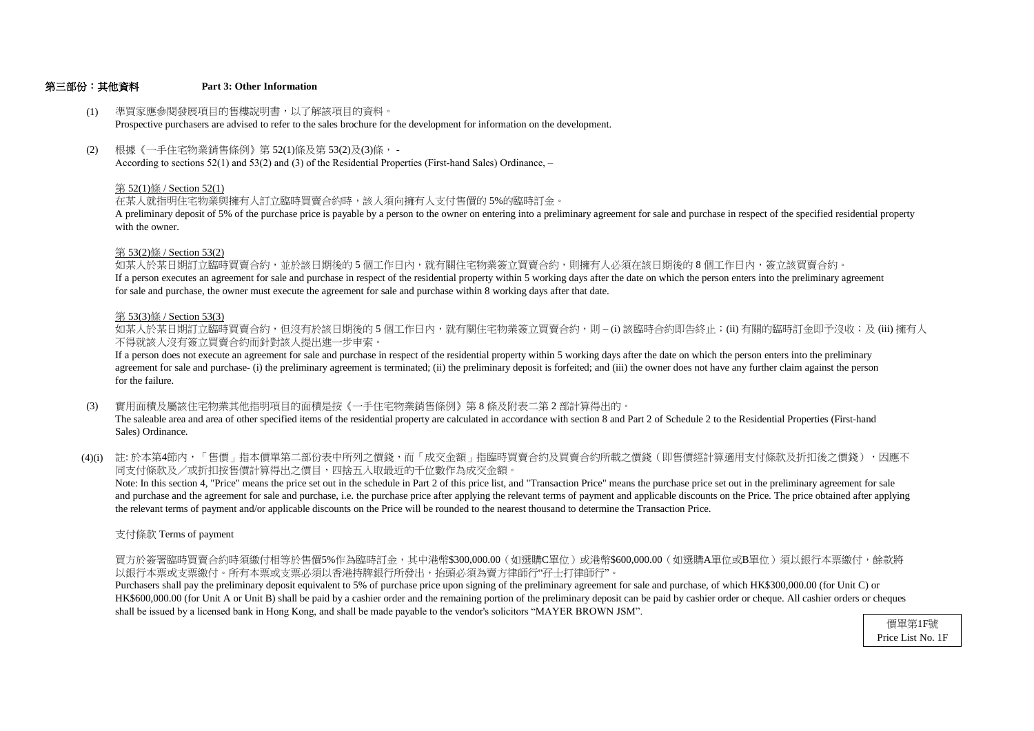## 第三部份：其他資料 Part 3: Other Information

(1) 準買家應參閱發展項目的售樓說明書，以了解該項目的資料。
Prospective purchasers are advised to refer to the sales brochure for the development for information on the development.

(2) 根據《一手住宅物業銷售條例》第 52(1)條及第 53(2)及(3)條， -
According to sections 52(1) and 53(2) and (3) of the Residential Properties (First-hand Sales) Ordinance, –

第 52(1)條 / Section 52(1)

在某人就指明住宅物業與擁有人訂立臨時買賣合約時，該人須向擁有人支付售價的 5%的臨時訂金。
A preliminary deposit of 5% of the purchase price is payable by a person to the owner on entering into a preliminary agreement for sale and purchase in respect of the specified residential property with the owner.

第 53(2)條 / Section 53(2)

如某人於某日期訂立臨時買賣合約，並於該日期後的 5 個工作日內，就有關住宅物業簽立買賣合約，則擁有人必須在該日期後的 8 個工作日內，簽立該買賣合約。
If a person executes an agreement for sale and purchase in respect of the residential property within 5 working days after the date on which the person enters into the preliminary agreement for sale and purchase, the owner must execute the agreement for sale and purchase within 8 working days after that date.

第 53(3)條 / Section 53(3)

如某人於某日期訂立臨時買賣合約，但沒有於該日期後的 5 個工作日內，就有關住宅物業簽立買賣合約，則 – (i) 該臨時合約即告終止；(ii) 有關的臨時訂金即予沒收；及 (iii) 擁有人不得就該人沒有簽立買賣合約而針對該人提出進一步申索。
If a person does not execute an agreement for sale and purchase in respect of the residential property within 5 working days after the date on which the person enters into the preliminary agreement for sale and purchase- (i) the preliminary agreement is terminated; (ii) the preliminary deposit is forfeited; and (iii) the owner does not have any further claim against the person for the failure.

(3) 實用面積及屬該住宅物業其他指明項目的面積是按《一手住宅物業銷售條例》第 8 條及附表二第 2 部計算得出的。
The saleable area and area of other specified items of the residential property are calculated in accordance with section 8 and Part 2 of Schedule 2 to the Residential Properties (First-hand Sales) Ordinance.

(4)(i) 註: 於本第4節內，「售價」指本價單第二部份表中所列之價錢，而「成交金額」指臨時買賣合約及買賣合約所載之價錢（即售價經計算適用支付條款及折扣後之價錢），因應不同支付條款及／或折扣按售價計算得出之價目，四捨五入取最近的千位數作為成交金額。
Note: In this section 4, "Price" means the price set out in the schedule in Part 2 of this price list, and "Transaction Price" means the purchase price set out in the preliminary agreement for sale and purchase and the agreement for sale and purchase, i.e. the purchase price after applying the relevant terms of payment and applicable discounts on the Price. The price obtained after applying the relevant terms of payment and/or applicable discounts on the Price will be rounded to the nearest thousand to determine the Transaction Price.

支付條款 Terms of payment

買方於簽署臨時買賣合約時須繳付相等於售價5%作為臨時訂金，其中港幣$300,000.00（如選購C單位）或港幣$600,000.00（如選購A單位或B單位）須以銀行本票繳付，餘款將以銀行本票或支票繳付。所有本票或支票必須以香港持牌銀行所發出，抬頭必須為賣方律師行"孖士打律師行"。
Purchasers shall pay the preliminary deposit equivalent to 5% of purchase price upon signing of the preliminary agreement for sale and purchase, of which HK$300,000.00 (for Unit C) or HK$600,000.00 (for Unit A or Unit B) shall be paid by a cashier order and the remaining portion of the preliminary deposit can be paid by cashier order or cheque. All cashier orders or cheques shall be issued by a licensed bank in Hong Kong, and shall be made payable to the vendor's solicitors "MAYER BROWN JSM".

價單第1F號
Price List No. 1F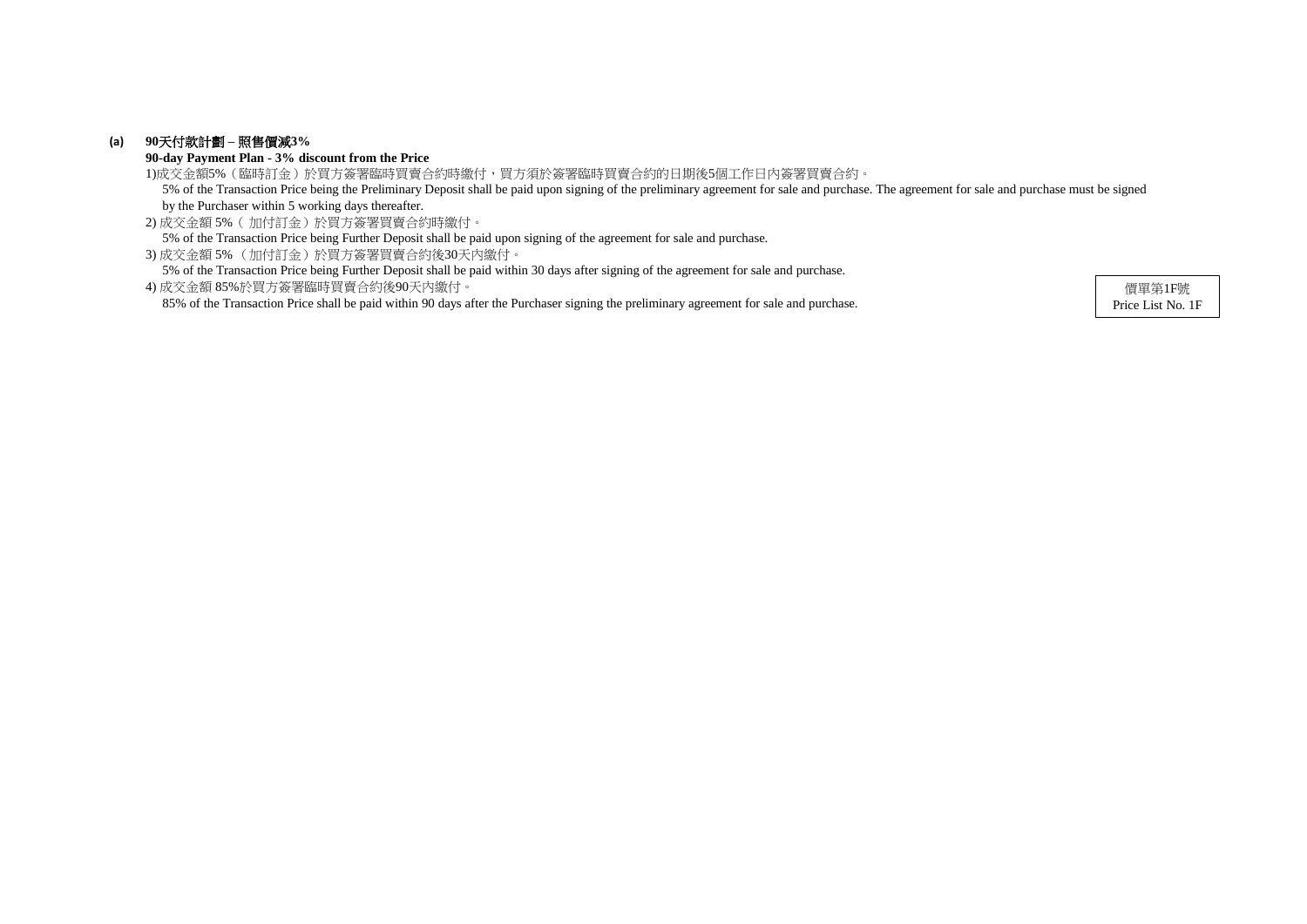**(a)** **90天付款計劃 – 照售價減3%**
**90-day Payment Plan - 3% discount from the Price**

1)成交金額5%（臨時訂金）於買方簽署臨時買賣合約時繳付，買方須於簽署臨時買賣合約的日期後5個工作日內簽署買賣合約。
5% of the Transaction Price being the Preliminary Deposit shall be paid upon signing of the preliminary agreement for sale and purchase. The agreement for sale and purchase must be signed by the Purchaser within 5 working days thereafter.

2) 成交金額 5%（ 加付訂金）於買方簽署買賣合約時繳付。
5% of the Transaction Price being Further Deposit shall be paid upon signing of the agreement for sale and purchase.

3) 成交金額 5% （加付訂金）於買方簽署買賣合約後30天內繳付。
5% of the Transaction Price being Further Deposit shall be paid within 30 days after signing of the agreement for sale and purchase.

4) 成交金額 85%於買方簽署臨時買賣合約後90天內繳付。
85% of the Transaction Price shall be paid within 90 days after the Purchaser signing the preliminary agreement for sale and purchase.

價單第1F號
Price List No. 1F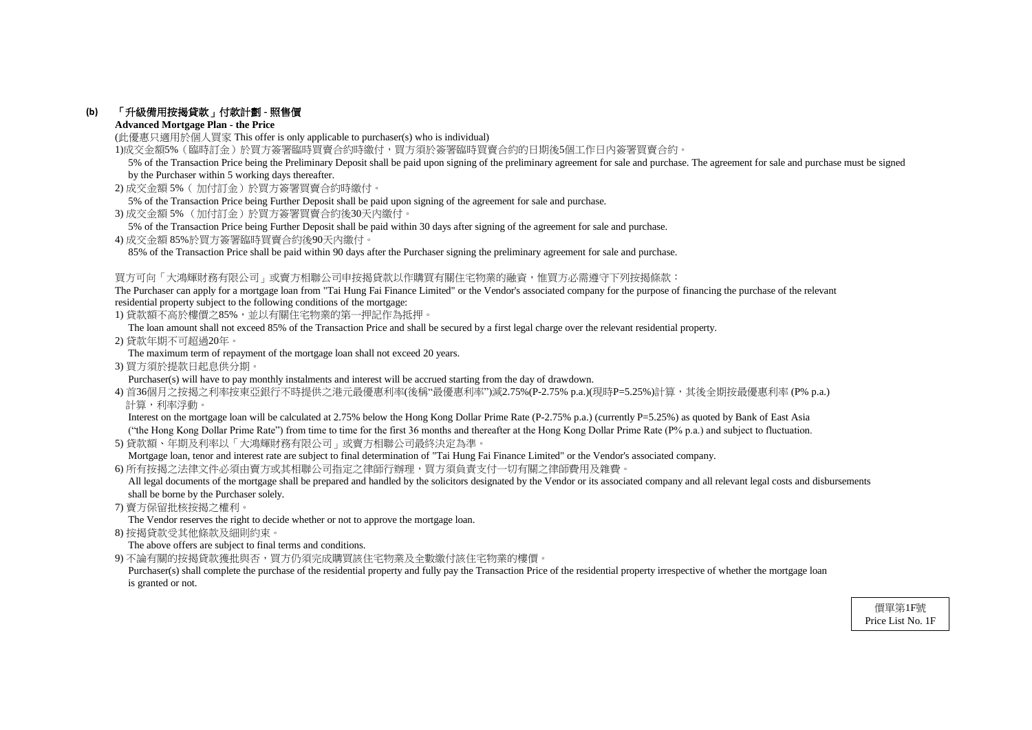**(b) 「升級備用按揭貸款」付款計劃 - 照售價**

**Advanced Mortgage Plan - the Price**

(此優惠只適用於個人買家 This offer is only applicable to purchaser(s) who is individual)

1)成交金額5%（臨時訂金）於買方簽署臨時買賣合約時繳付，買方須於簽署臨時買賣合約的日期後5個工作日內簽署買賣合約。

5% of the Transaction Price being the Preliminary Deposit shall be paid upon signing of the preliminary agreement for sale and purchase. The agreement for sale and purchase must be signed by the Purchaser within 5 working days thereafter.

2) 成交金額 5%（ 加付訂金）於買方簽署買賣合約時繳付。

5% of the Transaction Price being Further Deposit shall be paid upon signing of the agreement for sale and purchase.

3) 成交金額 5% （加付訂金）於買方簽署買賣合約後30天內繳付。

5% of the Transaction Price being Further Deposit shall be paid within 30 days after signing of the agreement for sale and purchase.

4) 成交金額 85%於買方簽署臨時買賣合約後90天內繳付。

85% of the Transaction Price shall be paid within 90 days after the Purchaser signing the preliminary agreement for sale and purchase.

買方可向「大鴻輝財務有限公司」或賣方相聯公司申按揭貸款以作購買有關住宅物業的融資，惟買方必需遵守下列按揭條款：

The Purchaser can apply for a mortgage loan from "Tai Hung Fai Finance Limited" or the Vendor's associated company for the purpose of financing the purchase of the relevant residential property subject to the following conditions of the mortgage:

1) 貸款額不高於樓價之85%，並以有關住宅物業的第一押記作為抵押。

The loan amount shall not exceed 85% of the Transaction Price and shall be secured by a first legal charge over the relevant residential property.

2) 貸款年期不可超過20年。

The maximum term of repayment of the mortgage loan shall not exceed 20 years.

3) 買方須於提款日起息供分期。

Purchaser(s) will have to pay monthly instalments and interest will be accrued starting from the day of drawdown.

4) 首36個月之按揭之利率按東亞銀行不時提供之港元最優惠利率(後稱"最優惠利率")減2.75%(P-2.75% p.a.)(現時P=5.25%)計算，其後全期按最優惠利率 (P% p.a.) 計算，利率浮動。

Interest on the mortgage loan will be calculated at 2.75% below the Hong Kong Dollar Prime Rate (P-2.75% p.a.) (currently P=5.25%) as quoted by Bank of East Asia ("the Hong Kong Dollar Prime Rate") from time to time for the first 36 months and thereafter at the Hong Kong Dollar Prime Rate (P% p.a.) and subject to fluctuation.

5) 貸款額、年期及利率以「大鴻輝財務有限公司」或賣方相聯公司最終決定為準。

Mortgage loan, tenor and interest rate are subject to final determination of "Tai Hung Fai Finance Limited" or the Vendor's associated company.

6) 所有按揭之法律文件必須由賣方或其相聯公司指定之律師行辦理，買方須負責支付一切有關之律師費用及雜費。

All legal documents of the mortgage shall be prepared and handled by the solicitors designated by the Vendor or its associated company and all relevant legal costs and disbursements shall be borne by the Purchaser solely.

7) 賣方保留批核按揭之權利。

The Vendor reserves the right to decide whether or not to approve the mortgage loan.

8) 按揭貸款受其他條款及細則約束。

The above offers are subject to final terms and conditions.

9) 不論有關的按揭貸款獲批與否，買方仍須完成購買該住宅物業及全數繳付該住宅物業的樓價。

Purchaser(s) shall complete the purchase of the residential property and fully pay the Transaction Price of the residential property irrespective of whether the mortgage loan is granted or not.

價單第1F號
Price List No. 1F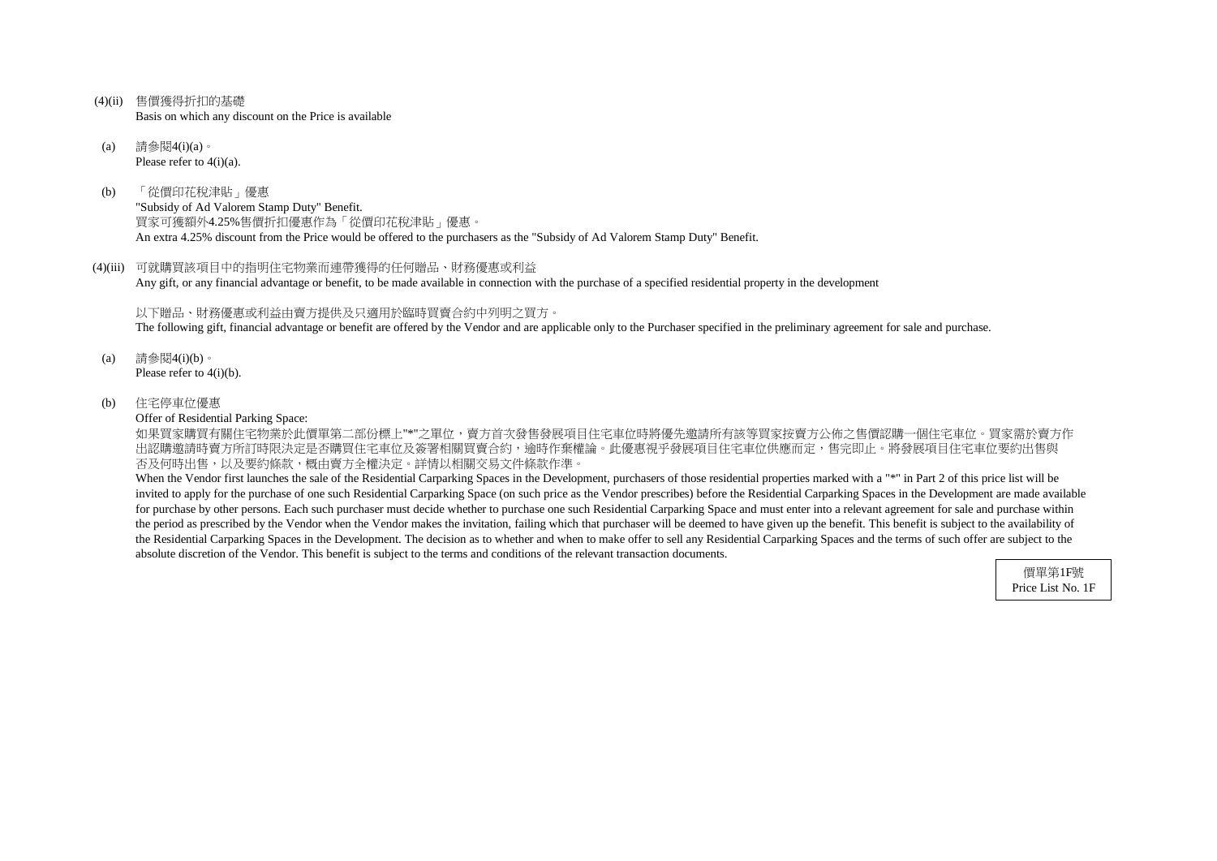(4)(ii) 售價獲得折扣的基礎
Basis on which any discount on the Price is available

(a) 請參閱4(i)(a)。
Please refer to 4(i)(a).

(b) 「從價印花稅津貼」優惠
"Subsidy of Ad Valorem Stamp Duty" Benefit.
買家可獲額外4.25%售價折扣優惠作為「從價印花稅津貼」優惠。
An extra 4.25% discount from the Price would be offered to the purchasers as the "Subsidy of Ad Valorem Stamp Duty" Benefit.

(4)(iii) 可就購買該項目中的指明住宅物業而連帶獲得的任何贈品、財務優惠或利益
Any gift, or any financial advantage or benefit, to be made available in connection with the purchase of a specified residential property in the development

以下贈品、財務優惠或利益由賣方提供及只適用於臨時買賣合約中列明之買方。
The following gift, financial advantage or benefit are offered by the Vendor and are applicable only to the Purchaser specified in the preliminary agreement for sale and purchase.

(a) 請參閱4(i)(b)。
Please refer to 4(i)(b).

(b) 住宅停車位優惠
Offer of Residential Parking Space:
如果買家購買有關住宅物業於此價單第二部份標上"*"之單位，賣方首次發售發展項目住宅車位時將優先邀請所有該等買家按賣方公佈之售價認購一個住宅車位。買家需於賣方作出認購邀請時賣方所訂時限決定是否購買住宅車位及簽署相關買賣合約，逾時作棄權論。此優惠視乎發展項目住宅車位供應而定，售完即止。將發展項目住宅車位要約出售與否及何時出售，以及要約條款，概由賣方全權決定。詳情以相關交易文件條款作準。
When the Vendor first launches the sale of the Residential Carparking Spaces in the Development, purchasers of those residential properties marked with a "*" in Part 2 of this price list will be invited to apply for the purchase of one such Residential Carparking Space (on such price as the Vendor prescribes) before the Residential Carparking Spaces in the Development are made available for purchase by other persons. Each such purchaser must decide whether to purchase one such Residential Carparking Space and must enter into a relevant agreement for sale and purchase within the period as prescribed by the Vendor when the Vendor makes the invitation, failing which that purchaser will be deemed to have given up the benefit. This benefit is subject to the availability of the Residential Carparking Spaces in the Development. The decision as to whether and when to make offer to sell any Residential Carparking Spaces and the terms of such offer are subject to the absolute discretion of the Vendor. This benefit is subject to the terms and conditions of the relevant transaction documents.

價單第1F號
Price List No. 1F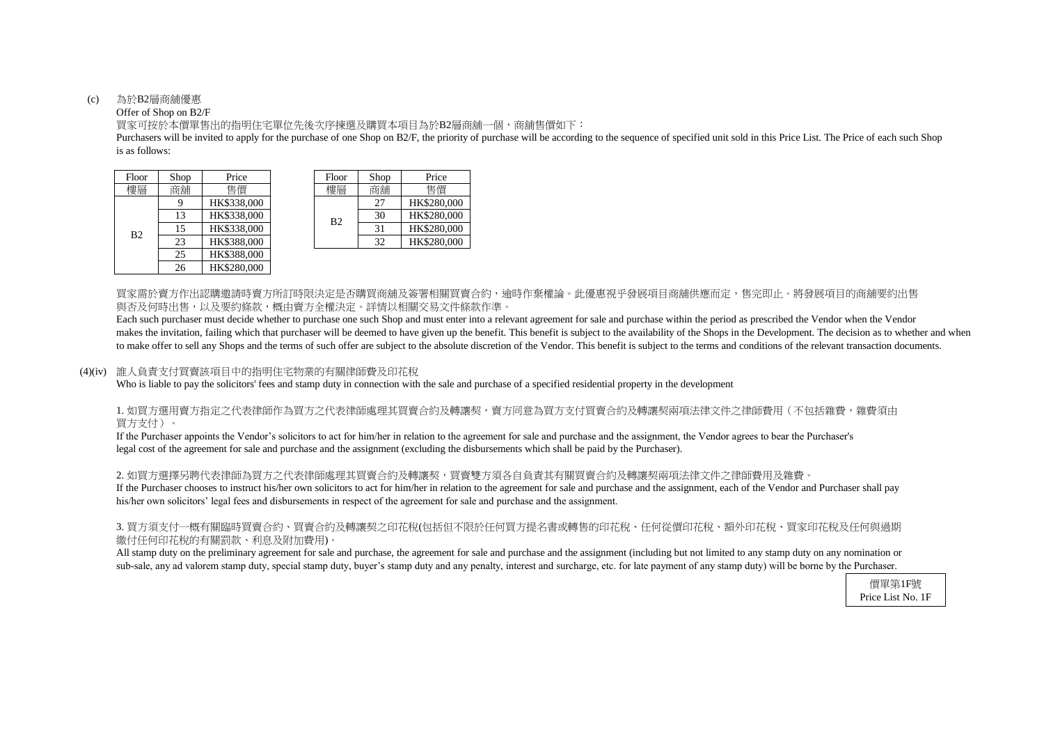(c) 為於B2層商舖優惠

Offer of Shop on B2/F

買家可按於本價單售出的指明住宅單位先後次序揀選及購買本項目為於B2層商舖一個，商舖售價如下：

Purchasers will be invited to apply for the purchase of one Shop on B2/F, the priority of purchase will be according to the sequence of specified unit sold in this Price List. The Price of each such Shop is as follows:

| Floor 樓層 | Shop 商舖 | Price 售價 |
|---|---|---|
| B2 | 9 | HK$338,000 |
| | 13 | HK$338,000 |
| | 15 | HK$338,000 |
| | 23 | HK$388,000 |
| | 25 | HK$388,000 |
| | 26 | HK$280,000 |

| Floor 樓層 | Shop 商舖 | Price 售價 |
|---|---|---|
| B2 | 27 | HK$280,000 |
| | 30 | HK$280,000 |
| | 31 | HK$280,000 |
| | 32 | HK$280,000 |

買家需於賣方作出認購邀請時賣方所訂時限決定是否購買商舖及簽署相關買賣合約，逾時作棄權論。此優惠視乎發展項目商舖供應而定，售完即止。將發展項目的商舖要約出售與否及何時出售，以及要約條款，概由賣方全權決定。詳情以相關交易文件條款作準。

Each such purchaser must decide whether to purchase one such Shop and must enter into a relevant agreement for sale and purchase within the period as prescribed the Vendor when the Vendor makes the invitation, failing which that purchaser will be deemed to have given up the benefit. This benefit is subject to the availability of the Shops in the Development. The decision as to whether and when to make offer to sell any Shops and the terms of such offer are subject to the absolute discretion of the Vendor. This benefit is subject to the terms and conditions of the relevant transaction documents.

(4)(iv) 誰人負責支付買賣該項目中的指明住宅物業的有關律師費及印花稅

Who is liable to pay the solicitors' fees and stamp duty in connection with the sale and purchase of a specified residential property in the development

1. 如買方選用賣方指定之代表律師作為買方之代表律師處理其買賣合約及轉讓契，賣方同意為買方支付買賣合約及轉讓契兩項法律文件之律師費用（不包括雜費，雜費須由買方支付）。

If the Purchaser appoints the Vendor's solicitors to act for him/her in relation to the agreement for sale and purchase and the assignment, the Vendor agrees to bear the Purchaser's legal cost of the agreement for sale and purchase and the assignment (excluding the disbursements which shall be paid by the Purchaser).

2. 如買方選擇另聘代表律師為買方之代表律師處理其買賣合約及轉讓契，買賣雙方須各自負責其有關買賣合約及轉讓契兩項法律文件之律師費用及雜費。

If the Purchaser chooses to instruct his/her own solicitors to act for him/her in relation to the agreement for sale and purchase and the assignment, each of the Vendor and Purchaser shall pay his/her own solicitors' legal fees and disbursements in respect of the agreement for sale and purchase and the assignment.

3. 買方須支付一概有關臨時買賣合約、買賣合約及轉讓契之印花稅(包括但不限於任何買方提名書或轉售的印花稅、任何從價印花稅、額外印花稅、買家印花稅及任何與過期繳付任何印花稅的有關罰款、利息及附加費用)。

All stamp duty on the preliminary agreement for sale and purchase, the agreement for sale and purchase and the assignment (including but not limited to any stamp duty on any nomination or sub-sale, any ad valorem stamp duty, special stamp duty, buyer's stamp duty and any penalty, interest and surcharge, etc. for late payment of any stamp duty) will be borne by the Purchaser.

價單第1F號
Price List No. 1F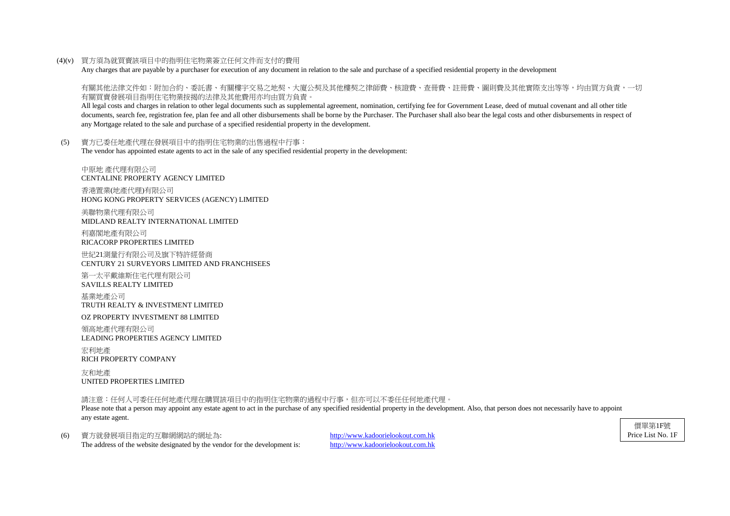(4)(v) 買方須為就買賣該項目中的指明住宅物業簽立任何文件而支付的費用

Any charges that are payable by a purchaser for execution of any document in relation to the sale and purchase of a specified residential property in the development

有關其他法律文件如：附加合約、委託書、有關樓宇交易之地契、大廈公契及其他樓契之律師費、核證費、查冊費、註冊費、圖則費及其他實際支出等等，均由買方負責，一切有關買賣發展項目指明住宅物業按揭的法律及其他費用亦均由買方負責。

All legal costs and charges in relation to other legal documents such as supplemental agreement, nomination, certifying fee for Government Lease, deed of mutual covenant and all other title documents, search fee, registration fee, plan fee and all other disbursements shall be borne by the Purchaser. The Purchaser shall also bear the legal costs and other disbursements in respect of any Mortgage related to the sale and purchase of a specified residential property in the development.

(5) 賣方已委任地產代理在發展項目中的指明住宅物業的出售過程中行事：

The vendor has appointed estate agents to act in the sale of any specified residential property in the development:

中原地 產代理有限公司
CENTALINE PROPERTY AGENCY LIMITED

香港置業(地產代理)有限公司
HONG KONG PROPERTY SERVICES (AGENCY) LIMITED

美聯物業代理有限公司
MIDLAND REALTY INTERNATIONAL LIMITED

利嘉閣地產有限公司
RICACORP PROPERTIES LIMITED

世紀21測量行有限公司及旗下特許經營商
CENTURY 21 SURVEYORS LIMITED AND FRANCHISEES

第一太平戴維斯住宅代理有限公司
SAVILLS REALTY LIMITED

基業地產公司
TRUTH REALTY & INVESTMENT LIMITED

OZ PROPERTY INVESTMENT 88 LIMITED

領高地產代理有限公司
LEADING PROPERTIES AGENCY LIMITED

宏利地產
RICH PROPERTY COMPANY

友和地產
UNITED PROPERTIES LIMITED

請注意：任何人可委任任何地產代理在購買該項目中的指明住宅物業的過程中行事，但亦可以不委任任何地產代理。

Please note that a person may appoint any estate agent to act in the purchase of any specified residential property in the development. Also, that person does not necessarily have to appoint any estate agent.

(6) 賣方就發展項目指定的互聯網網站的網址為: http://www.kadoorielookout.com.hk

The address of the website designated by the vendor for the development is: http://www.kadoorielookout.com.hk

價單第1F號
Price List No. 1F